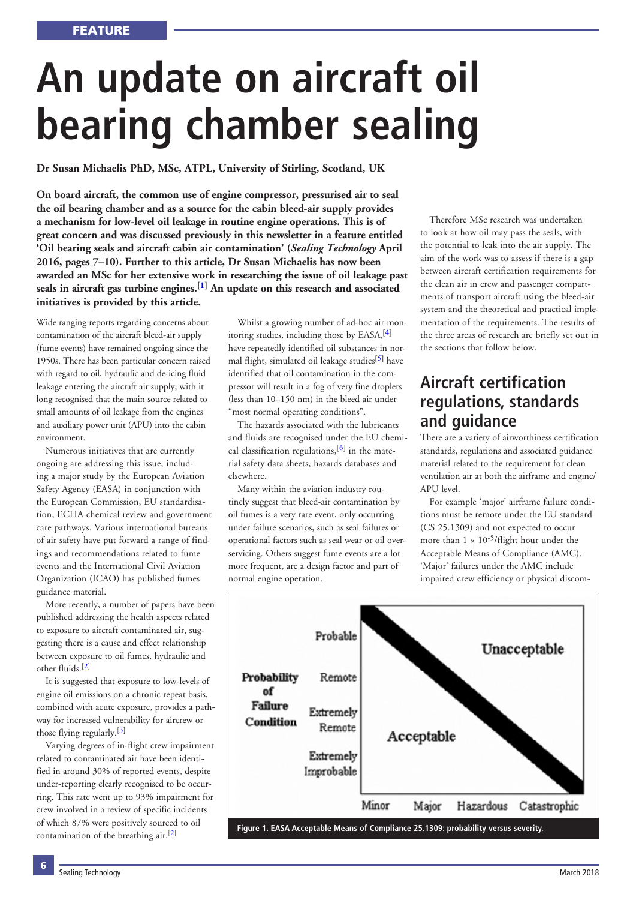FEATURE

# An update on aircraft oil bearing chamber sealing

**Dr Susan Michaelis PhD, MSc, ATPL, University of Stirling, Scotland, UK**

**On board aircraft, the common use of engine compressor, pressurised air to seal the oil bearing chamber and as a source for the cabin bleed-air supply provides a mechanism for low-level oil leakage in routine engine operations. This is of great concern and was discussed previously in this newsletter in a feature entitled 'Oil bearing seals and aircraft cabin air contamination' (*Sealing Technology* April 2016, pages 7–10). Further to this article, Dr Susan Michaelis has now been awarded an MSc for her extensive work in researching the issue of oil leakage past seals in aircraft gas turbine engines.[1] An update on this research and associated initiatives is provided by this article.**

Wide ranging reports regarding concerns about contamination of the aircraft bleed-air supply (fume events) have remained ongoing since the 1950s. There has been particular concern raised with regard to oil, hydraulic and de-icing fluid leakage entering the aircraft air supply, with it long recognised that the main source related to small amounts of oil leakage from the engines and auxiliary power unit (APU) into the cabin environment.

Numerous initiatives that are currently ongoing are addressing this issue, including a major study by the European Aviation Safety Agency (EASA) in conjunction with the European Commission, EU standardisation, ECHA chemical review and government care pathways. Various international bureaus of air safety have put forward a range of findings and recommendations related to fume events and the International Civil Aviation Organization (ICAO) has published fumes guidance material.

More recently, a number of papers have been published addressing the health aspects related to exposure to aircraft contaminated air, suggesting there is a cause and effect relationship between exposure to oil fumes, hydraulic and other fluids.[2]

It is suggested that exposure to low-levels of engine oil emissions on a chronic repeat basis, combined with acute exposure, provides a pathway for increased vulnerability for aircrew or those flying regularly.[3]

Varying degrees of in-flight crew impairment related to contaminated air have been identified in around 30% of reported events, despite under-reporting clearly recognised to be occurring. This rate went up to 93% impairment for crew involved in a review of specific incidents of which 87% were positively sourced to oil contamination of the breathing air.[2]

Whilst a growing number of ad-hoc air monitoring studies, including those by EASA,[4] have repeatedly identified oil substances in normal flight, simulated oil leakage studies[5] have identified that oil contamination in the compressor will result in a fog of very fine droplets (less than 10–150 nm) in the bleed air under "most normal operating conditions".

The hazards associated with the lubricants and fluids are recognised under the EU chemical classification regulations,[6] in the material safety data sheets, hazards databases and elsewhere.

Many within the aviation industry routinely suggest that bleed-air contamination by oil fumes is a very rare event, only occurring under failure scenarios, such as seal failures or operational factors such as seal wear or oil overservicing. Others suggest fume events are a lot more frequent, are a design factor and part of normal engine operation.

Therefore MSc research was undertaken to look at how oil may pass the seals, with the potential to leak into the air supply. The aim of the work was to assess if there is a gap between aircraft certification requirements for the clean air in crew and passenger compartments of transport aircraft using the bleed-air system and the theoretical and practical implementation of the requirements. The results of the three areas of research are briefly set out in the sections that follow below.

## Aircraft certification regulations, standards and guidance

There are a variety of airworthiness certification standards, regulations and associated guidance material related to the requirement for clean ventilation air at both the airframe and engine/APU level.

For example 'major' airframe failure conditions must be remote under the EU standard (CS 25.1309) and not expected to occur more than $1 \times 10^{-5}$/flight hour under the Acceptable Means of Compliance (AMC). 'Major' failures under the AMC include impaired crew efficiency or physical discom-

Figure 1. EASA Acceptable Means of Compliance 25.1309: probability versus severity.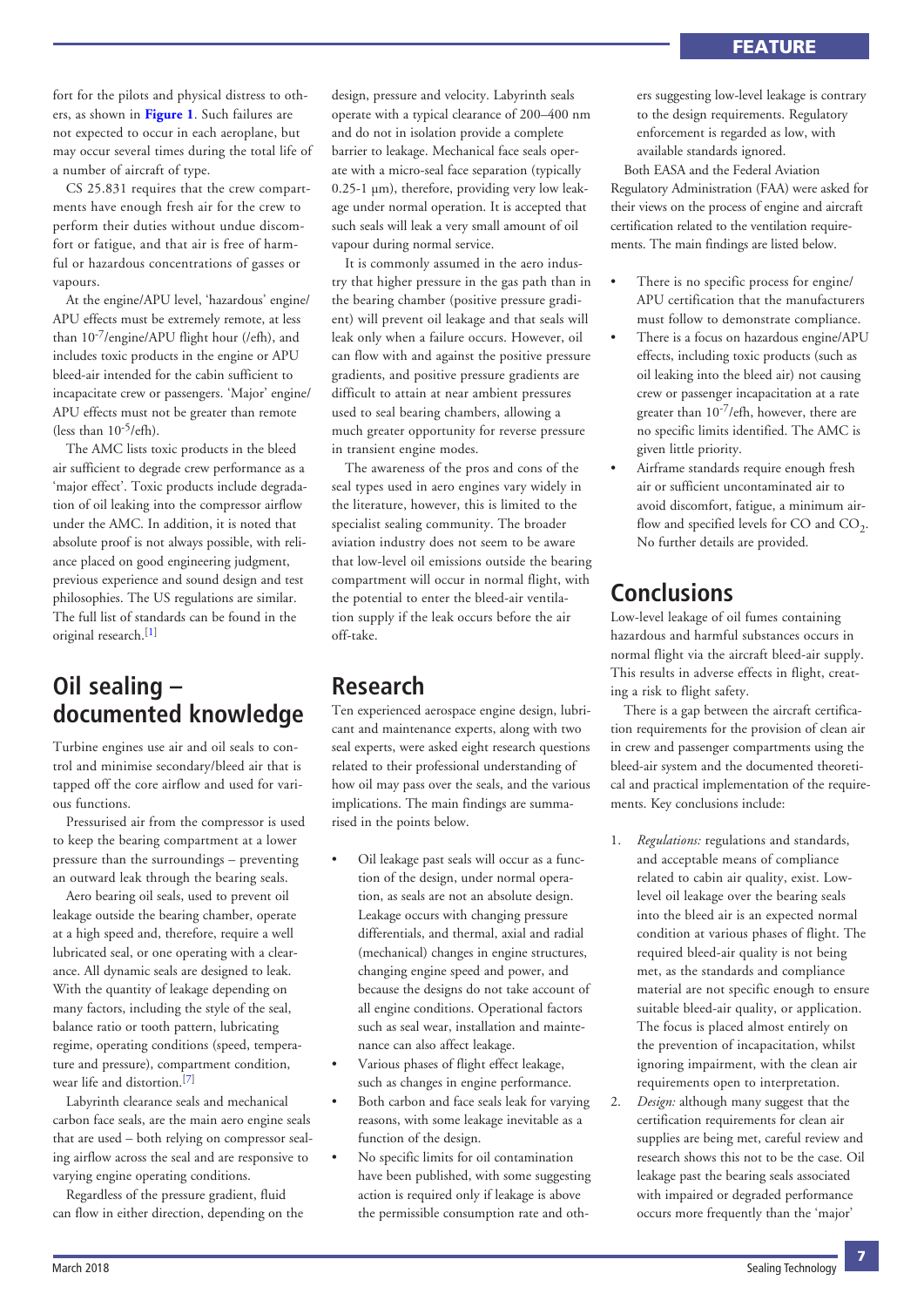fort for the pilots and physical distress to others, as shown in **Figure 1**. Such failures are not expected to occur in each aeroplane, but may occur several times during the total life of a number of aircraft of type.

CS 25.831 requires that the crew compartments have enough fresh air for the crew to perform their duties without undue discomfort or fatigue, and that air is free of harmful or hazardous concentrations of gasses or vapours.

At the engine/APU level, 'hazardous' engine/APU effects must be extremely remote, at less than $10^{-7}$/engine/APU flight hour (/efh), and includes toxic products in the engine or APU bleed-air intended for the cabin sufficient to incapacitate crew or passengers. 'Major' engine/APU effects must not be greater than remote (less than $10^{-5}$/efh).

The AMC lists toxic products in the bleed air sufficient to degrade crew performance as a 'major effect'. Toxic products include degradation of oil leaking into the compressor airflow under the AMC. In addition, it is noted that absolute proof is not always possible, with reliance placed on good engineering judgment, previous experience and sound design and test philosophies. The US regulations are similar. The full list of standards can be found in the original research.[1]

## Oil sealing – documented knowledge

Turbine engines use air and oil seals to control and minimise secondary/bleed air that is tapped off the core airflow and used for various functions.

Pressurised air from the compressor is used to keep the bearing compartment at a lower pressure than the surroundings – preventing an outward leak through the bearing seals.

Aero bearing oil seals, used to prevent oil leakage outside the bearing chamber, operate at a high speed and, therefore, require a well lubricated seal, or one operating with a clearance. All dynamic seals are designed to leak. With the quantity of leakage depending on many factors, including the style of the seal, balance ratio or tooth pattern, lubricating regime, operating conditions (speed, temperature and pressure), compartment condition, wear life and distortion.[7]

Labyrinth clearance seals and mechanical carbon face seals, are the main aero engine seals that are used – both relying on compressor sealing airflow across the seal and are responsive to varying engine operating conditions.

Regardless of the pressure gradient, fluid can flow in either direction, depending on the design, pressure and velocity. Labyrinth seals operate with a typical clearance of 200–400 nm and do not in isolation provide a complete barrier to leakage. Mechanical face seals operate with a micro-seal face separation (typically 0.25-1 μm), therefore, providing very low leakage under normal operation. It is accepted that such seals will leak a very small amount of oil vapour during normal service.

It is commonly assumed in the aero industry that higher pressure in the gas path than in the bearing chamber (positive pressure gradient) will prevent oil leakage and that seals will leak only when a failure occurs. However, oil can flow with and against the positive pressure gradients, and positive pressure gradients are difficult to attain at near ambient pressures used to seal bearing chambers, allowing a much greater opportunity for reverse pressure in transient engine modes.

The awareness of the pros and cons of the seal types used in aero engines vary widely in the literature, however, this is limited to the specialist sealing community. The broader aviation industry does not seem to be aware that low-level oil emissions outside the bearing compartment will occur in normal flight, with the potential to enter the bleed-air ventilation supply if the leak occurs before the air off-take.

## Research

Ten experienced aerospace engine design, lubricant and maintenance experts, along with two seal experts, were asked eight research questions related to their professional understanding of how oil may pass over the seals, and the various implications. The main findings are summarised in the points below.

- Oil leakage past seals will occur as a function of the design, under normal operation, as seals are not an absolute design. Leakage occurs with changing pressure differentials, and thermal, axial and radial (mechanical) changes in engine structures, changing engine speed and power, and because the designs do not take account of all engine conditions. Operational factors such as seal wear, installation and maintenance can also affect leakage.
- Various phases of flight effect leakage, such as changes in engine performance.
- Both carbon and face seals leak for varying reasons, with some leakage inevitable as a function of the design.
- No specific limits for oil contamination have been published, with some suggesting action is required only if leakage is above the permissible consumption rate and others suggesting low-level leakage is contrary to the design requirements. Regulatory enforcement is regarded as low, with available standards ignored.

Both EASA and the Federal Aviation Regulatory Administration (FAA) were asked for their views on the process of engine and aircraft certification related to the ventilation requirements. The main findings are listed below.

- There is no specific process for engine/APU certification that the manufacturers must follow to demonstrate compliance.
- There is a focus on hazardous engine/APU effects, including toxic products (such as oil leaking into the bleed air) not causing crew or passenger incapacitation at a rate greater than $10^{-7}$/efh, however, there are no specific limits identified. The AMC is given little priority.
- Airframe standards require enough fresh air or sufficient uncontaminated air to avoid discomfort, fatigue, a minimum airflow and specified levels for CO and $CO_2$. No further details are provided.

## Conclusions

Low-level leakage of oil fumes containing hazardous and harmful substances occurs in normal flight via the aircraft bleed-air supply. This results in adverse effects in flight, creating a risk to flight safety.

There is a gap between the aircraft certification requirements for the provision of clean air in crew and passenger compartments using the bleed-air system and the documented theoretical and practical implementation of the requirements. Key conclusions include:

1. *Regulations:* regulations and standards, and acceptable means of compliance related to cabin air quality, exist. Low-level oil leakage over the bearing seals into the bleed air is an expected normal condition at various phases of flight. The required bleed-air quality is not being met, as the standards and compliance material are not specific enough to ensure suitable bleed-air quality, or application. The focus is placed almost entirely on the prevention of incapacitation, whilst ignoring impairment, with the clean air requirements open to interpretation.
2. *Design:* although many suggest that the certification requirements for clean air supplies are being met, careful review and research shows this not to be the case. Oil leakage past the bearing seals associated with impaired or degraded performance occurs more frequently than the 'major'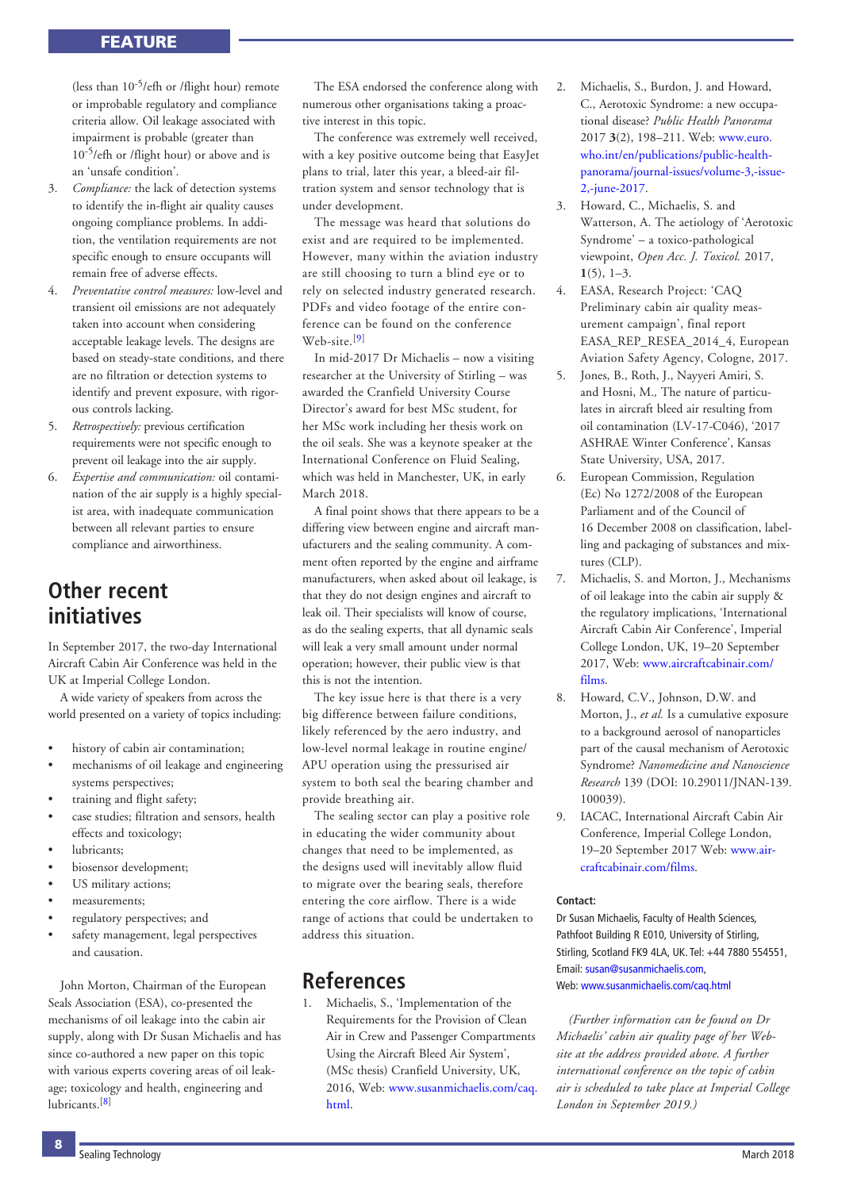(less than $10^{-5}$/efh or /flight hour) remote or improbable regulatory and compliance criteria allow. Oil leakage associated with impairment is probable (greater than $10^{-5}$/efh or /flight hour) or above and is an 'unsafe condition'.

3. *Compliance:* the lack of detection systems to identify the in-flight air quality causes ongoing compliance problems. In addition, the ventilation requirements are not specific enough to ensure occupants will remain free of adverse effects.
4. *Preventative control measures:* low-level and transient oil emissions are not adequately taken into account when considering acceptable leakage levels. The designs are based on steady-state conditions, and there are no filtration or detection systems to identify and prevent exposure, with rigorous controls lacking.
5. *Retrospectively:* previous certification requirements were not specific enough to prevent oil leakage into the air supply.
6. *Expertise and communication:* oil contamination of the air supply is a highly specialist area, with inadequate communication between all relevant parties to ensure compliance and airworthiness.

## Other recent initiatives

In September 2017, the two-day International Aircraft Cabin Air Conference was held in the UK at Imperial College London.

A wide variety of speakers from across the world presented on a variety of topics including:

- history of cabin air contamination;
- mechanisms of oil leakage and engineering systems perspectives;
- training and flight safety;
- case studies; filtration and sensors, health effects and toxicology;
- lubricants;
- biosensor development;
- US military actions;
- measurements;
- regulatory perspectives; and
- safety management, legal perspectives and causation.

John Morton, Chairman of the European Seals Association (ESA), co-presented the mechanisms of oil leakage into the cabin air supply, along with Dr Susan Michaelis and has since co-authored a new paper on this topic with various experts covering areas of oil leakage; toxicology and health, engineering and lubricants.[8]

The ESA endorsed the conference along with numerous other organisations taking a proactive interest in this topic.

The conference was extremely well received, with a key positive outcome being that EasyJet plans to trial, later this year, a bleed-air filtration system and sensor technology that is under development.

The message was heard that solutions do exist and are required to be implemented. However, many within the aviation industry are still choosing to turn a blind eye or to rely on selected industry generated research. PDFs and video footage of the entire conference can be found on the conference Web-site.[9]

In mid-2017 Dr Michaelis – now a visiting researcher at the University of Stirling – was awarded the Cranfield University Course Director's award for best MSc student, for her MSc work including her thesis work on the oil seals. She was a keynote speaker at the International Conference on Fluid Sealing, which was held in Manchester, UK, in early March 2018.

A final point shows that there appears to be a differing view between engine and aircraft manufacturers and the sealing community. A comment often reported by the engine and airframe manufacturers, when asked about oil leakage, is that they do not design engines and aircraft to leak oil. Their specialists will know of course, as do the sealing experts, that all dynamic seals will leak a very small amount under normal operation; however, their public view is that this is not the intention.

The key issue here is that there is a very big difference between failure conditions, likely referenced by the aero industry, and low-level normal leakage in routine engine/APU operation using the pressurised air system to both seal the bearing chamber and provide breathing air.

The sealing sector can play a positive role in educating the wider community about changes that need to be implemented, as the designs used will inevitably allow fluid to migrate over the bearing seals, therefore entering the core airflow. There is a wide range of actions that could be undertaken to address this situation.

## References

1. Michaelis, S., 'Implementation of the Requirements for the Provision of Clean Air in Crew and Passenger Compartments Using the Aircraft Bleed Air System', (MSc thesis) Cranfield University, UK, 2016, Web: www.susanmichaelis.com/caq.html.
2. Michaelis, S., Burdon, J. and Howard, C., Aerotoxic Syndrome: a new occupational disease? *Public Health Panorama* 2017 **3**(2), 198–211. Web: www.euro.who.int/en/publications/public-health-panorama/journal-issues/volume-3,-issue-2,-june-2017.
3. Howard, C., Michaelis, S. and Watterson, A. The aetiology of 'Aerotoxic Syndrome' – a toxico-pathological viewpoint, *Open Acc. J. Toxicol.* 2017, **1**(5), 1–3.
4. EASA, Research Project: 'CAQ Preliminary cabin air quality measurement campaign', final report EASA_REP_RESEA_2014_4, European Aviation Safety Agency, Cologne, 2017.
5. Jones, B., Roth, J., Nayyeri Amiri, S. and Hosni, M., The nature of particulates in aircraft bleed air resulting from oil contamination (LV-17-C046), '2017 ASHRAE Winter Conference', Kansas State University, USA, 2017.
6. European Commission, Regulation (Ec) No 1272/2008 of the European Parliament and of the Council of 16 December 2008 on classification, labelling and packaging of substances and mixtures (CLP).
7. Michaelis, S. and Morton, J., Mechanisms of oil leakage into the cabin air supply & the regulatory implications, 'International Aircraft Cabin Air Conference', Imperial College London, UK, 19–20 September 2017, Web: www.aircraftcabinair.com/films.
8. Howard, C.V., Johnson, D.W. and Morton, J., *et al.* Is a cumulative exposure to a background aerosol of nanoparticles part of the causal mechanism of Aerotoxic Syndrome? *Nanomedicine and Nanoscience Research* 139 (DOI: 10.29011/JNAN-139. 100039).
9. IACAC, International Aircraft Cabin Air Conference, Imperial College London, 19–20 September 2017 Web: www.aircraftcabinair.com/films.

**Contact:**

Dr Susan Michaelis, Faculty of Health Sciences, Pathfoot Building R E010, University of Stirling, Stirling, Scotland FK9 4LA, UK. Tel: +44 7880 554551, Email: susan@susanmichaelis.com, Web: www.susanmichaelis.com/caq.html

*(Further information can be found on Dr Michaelis' cabin air quality page of her Website at the address provided above. A further international conference on the topic of cabin air is scheduled to take place at Imperial College London in September 2019.)*